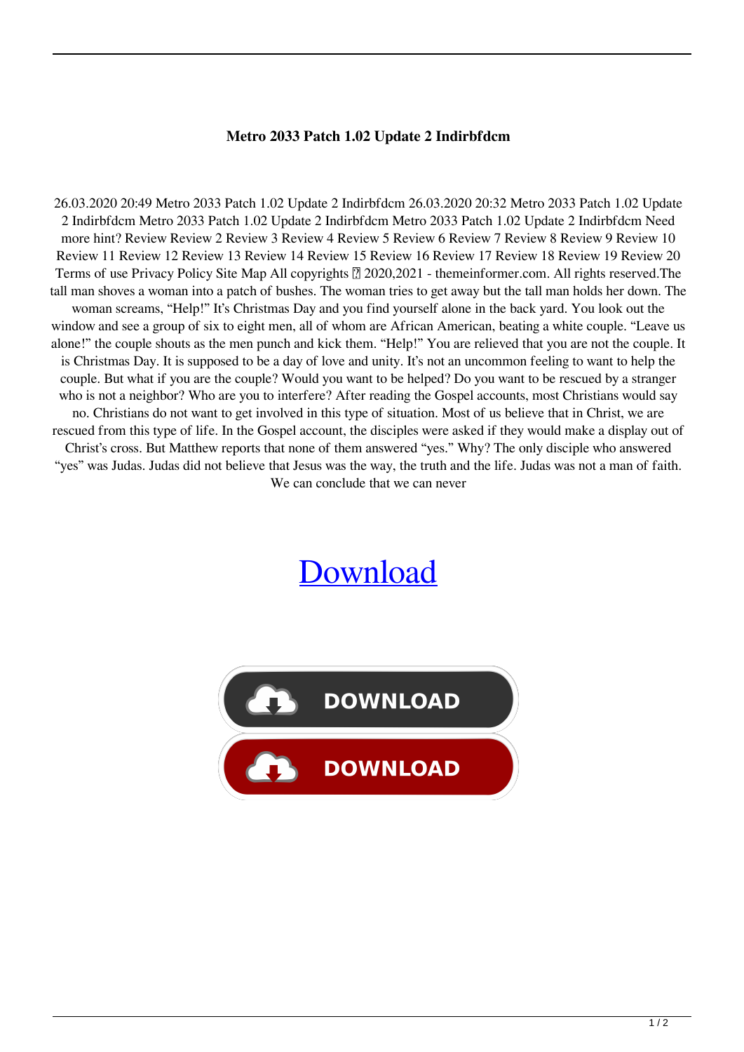# Metro 2033 Patch 1.02 Update 2 Indirbfdcm

26.03.2020 20:49 Metro 2033 Patch 1.02 Update 2 Indirbfdcm 26.03.2020 20:32 Metro 2033 Patch 1.02 Update 2 Indirbfdcm Metro 2033 Patch 1.02 Update 2 Indirbfdcm Metro 2033 Patch 1.02 Update 2 Indirbfdcm Need more hint? Review Review 2 Review 3 Review 4 Review 5 Review 6 Review 7 Review 8 Review 9 Review 10 Review 11 Review 12 Review 13 Review 14 Review 15 Review 16 Review 17 Review 18 Review 19 Review 20 Terms of use Privacy Policy Site Map All copyrights � 2020,2021 - themeinformer.com. All rights reserved.The tall man shoves a woman into a patch of bushes. The woman tries to get away but the tall man holds her down. The woman screams, “Help!” It’s Christmas Day and you find yourself alone in the back yard. You look out the window and see a group of six to eight men, all of whom are African American, beating a white couple. “Leave us alone!” the couple shouts as the men punch and kick them. “Help!” You are relieved that you are not the couple. It is Christmas Day. It is supposed to be a day of love and unity. It’s not an uncommon feeling to want to help the couple. But what if you are the couple? Would you want to be helped? Do you want to be rescued by a stranger who is not a neighbor? Who are you to interfere? After reading the Gospel accounts, most Christians would say no. Christians do not want to get involved in this type of situation. Most of us believe that in Christ, we are rescued from this type of life. In the Gospel account, the disciples were asked if they would make a display out of Christ’s cross. But Matthew reports that none of them answered “yes.” Why? The only disciple who answered “yes” was Judas. Judas did not believe that Jesus was the way, the truth and the life. Judas was not a man of faith. We can conclude that we can never

Download

DOWNLOAD

DOWNLOAD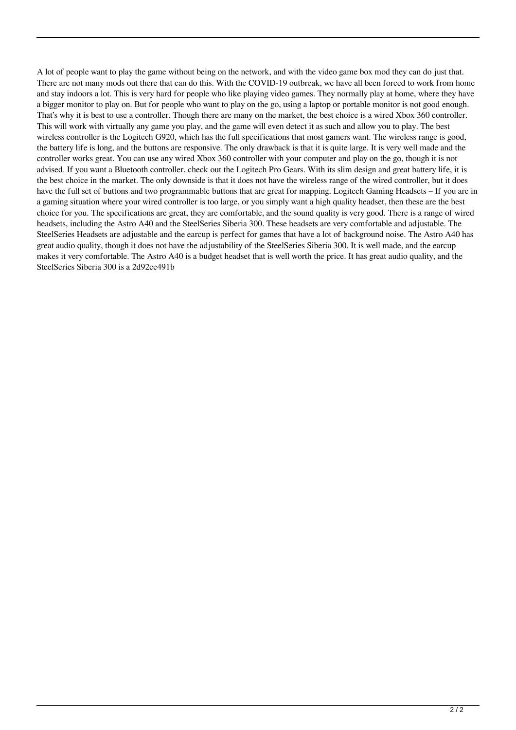A lot of people want to play the game without being on the network, and with the video game box mod they can do just that. There are not many mods out there that can do this. With the COVID-19 outbreak, we have all been forced to work from home and stay indoors a lot. This is very hard for people who like playing video games. They normally play at home, where they have a bigger monitor to play on. But for people who want to play on the go, using a laptop or portable monitor is not good enough. That's why it is best to use a controller. Though there are many on the market, the best choice is a wired Xbox 360 controller. This will work with virtually any game you play, and the game will even detect it as such and allow you to play. The best wireless controller is the Logitech G920, which has the full specifications that most gamers want. The wireless range is good, the battery life is long, and the buttons are responsive. The only drawback is that it is quite large. It is very well made and the controller works great. You can use any wired Xbox 360 controller with your computer and play on the go, though it is not advised. If you want a Bluetooth controller, check out the Logitech Pro Gears. With its slim design and great battery life, it is the best choice in the market. The only downside is that it does not have the wireless range of the wired controller, but it does have the full set of buttons and two programmable buttons that are great for mapping. Logitech Gaming Headsets – If you are in a gaming situation where your wired controller is too large, or you simply want a high quality headset, then these are the best choice for you. The specifications are great, they are comfortable, and the sound quality is very good. There is a range of wired headsets, including the Astro A40 and the SteelSeries Siberia 300. These headsets are very comfortable and adjustable. The SteelSeries Headsets are adjustable and the earcup is perfect for games that have a lot of background noise. The Astro A40 has great audio quality, though it does not have the adjustability of the SteelSeries Siberia 300. It is well made, and the earcup makes it very comfortable. The Astro A40 is a budget headset that is well worth the price. It has great audio quality, and the SteelSeries Siberia 300 is a 2d92ce491b